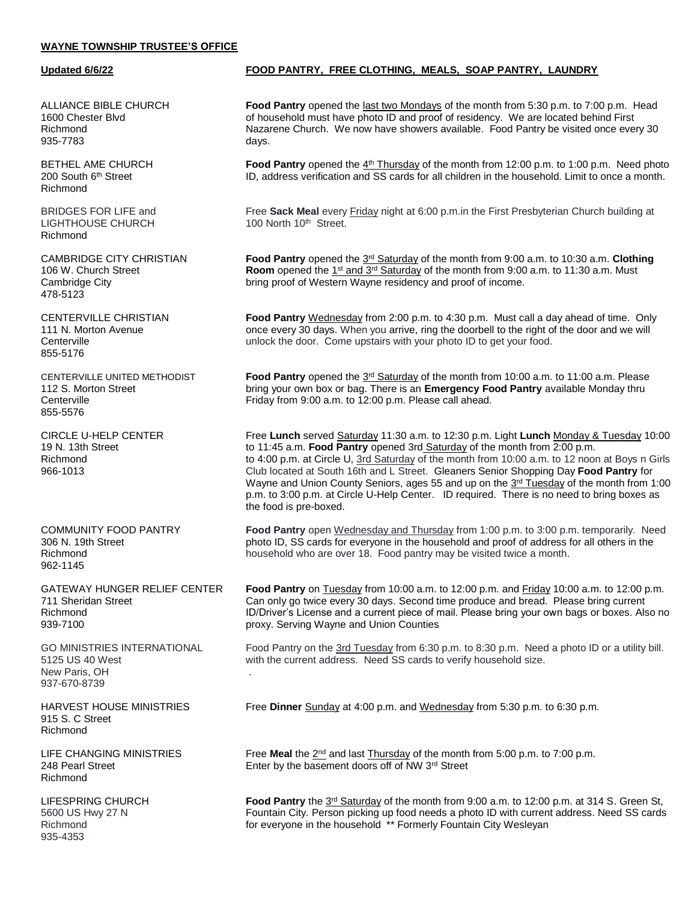**WAYNE TOWNSHIP TRUSTEE'S OFFICE**

**Updated 6/6/22** — **FOOD PANTRY, FREE CLOTHING, MEALS, SOAP PANTRY, LAUNDRY**

| Organization | Services |
|---|---|
| ALLIANCE BIBLE CHURCH<br>1600 Chester Blvd<br>Richmond<br>935-7783 | **Food Pantry** opened the last two Mondays of the month from 5:30 p.m. to 7:00 p.m. Head of household must have photo ID and proof of residency. We are located behind First Nazarene Church. We now have showers available. Food Pantry be visited once every 30 days. |
| BETHEL AME CHURCH<br>200 South 6th Street<br>Richmond | **Food Pantry** opened the 4th Thursday of the month from 12:00 p.m. to 1:00 p.m. Need photo ID, address verification and SS cards for all children in the household. Limit to once a month. |
| BRIDGES FOR LIFE and<br>LIGHTHOUSE CHURCH<br>Richmond | Free **Sack Meal** every Friday night at 6:00 p.m.in the First Presbyterian Church building at 100 North 10th Street. |
| CAMBRIDGE CITY CHRISTIAN<br>106 W. Church Street<br>Cambridge City<br>478-5123 | **Food Pantry** opened the 3rd Saturday of the month from 9:00 a.m. to 10:30 a.m. **Clothing Room** opened the 1st and 3rd Saturday of the month from 9:00 a.m. to 11:30 a.m. Must bring proof of Western Wayne residency and proof of income. |
| CENTERVILLE CHRISTIAN<br>111 N. Morton Avenue<br>Centerville<br>855-5176 | **Food Pantry** Wednesday from 2:00 p.m. to 4:30 p.m. Must call a day ahead of time. Only once every 30 days. When you arrive, ring the doorbell to the right of the door and we will unlock the door. Come upstairs with your photo ID to get your food. |
| CENTERVILLE UNITED METHODIST<br>112 S. Morton Street<br>Centerville<br>855-5576 | **Food Pantry** opened the 3rd Saturday of the month from 10:00 a.m. to 11:00 a.m. Please bring your own box or bag. There is an **Emergency Food Pantry** available Monday thru Friday from 9:00 a.m. to 12:00 p.m. Please call ahead. |
| CIRCLE U-HELP CENTER<br>19 N. 13th Street<br>Richmond<br>966-1013 | Free **Lunch** served Saturday 11:30 a.m. to 12:30 p.m. Light **Lunch** Monday & Tuesday 10:00 to 11:45 a.m. **Food Pantry** opened 3rd Saturday of the month from 2:00 p.m. to 4:00 p.m. at Circle U, 3rd Saturday of the month from 10:00 a.m. to 12 noon at Boys n Girls Club located at South 16th and L Street. Gleaners Senior Shopping Day **Food Pantry** for Wayne and Union County Seniors, ages 55 and up on the 3rd Tuesday of the month from 1:00 p.m. to 3:00 p.m. at Circle U-Help Center. ID required. There is no need to bring boxes as the food is pre-boxed. |
| COMMUNITY FOOD PANTRY<br>306 N. 19th Street<br>Richmond<br>962-1145 | **Food Pantry** open Wednesday and Thursday from 1:00 p.m. to 3:00 p.m. temporarily. Need photo ID, SS cards for everyone in the household and proof of address for all others in the household who are over 18. Food pantry may be visited twice a month. |
| GATEWAY HUNGER RELIEF CENTER<br>711 Sheridan Street<br>Richmond<br>939-7100 | **Food Pantry** on Tuesday from 10:00 a.m. to 12:00 p.m. and Friday 10:00 a.m. to 12:00 p.m. Can only go twice every 30 days. Second time produce and bread. Please bring current ID/Driver's License and a current piece of mail. Please bring your own bags or boxes. Also no proxy. Serving Wayne and Union Counties |
| GO MINISTRIES INTERNATIONAL<br>5125 US 40 West<br>New Paris, OH<br>937-670-8739 | Food Pantry on the 3rd Tuesday from 6:30 p.m. to 8:30 p.m. Need a photo ID or a utility bill. with the current address. Need SS cards to verify household size. |
| HARVEST HOUSE MINISTRIES<br>915 S. C Street<br>Richmond | Free **Dinner** Sunday at 4:00 p.m. and Wednesday from 5:30 p.m. to 6:30 p.m. |
| LIFE CHANGING MINISTRIES<br>248 Pearl Street<br>Richmond | Free **Meal** the 2nd and last Thursday of the month from 5:00 p.m. to 7:00 p.m. Enter by the basement doors off of NW 3rd Street |
| LIFESPRING CHURCH<br>5600 US Hwy 27 N<br>Richmond<br>935-4353 | **Food Pantry** the 3rd Saturday of the month from 9:00 a.m. to 12:00 p.m. at 314 S. Green St, Fountain City. Person picking up food needs a photo ID with current address. Need SS cards for everyone in the household ** Formerly Fountain City Wesleyan |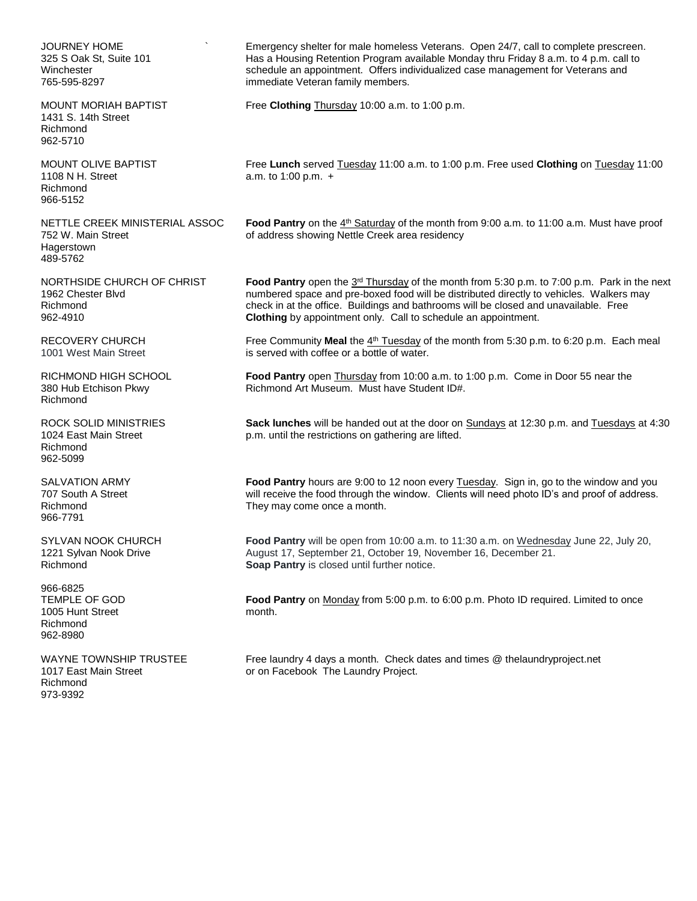JOURNEY HOME
325 S Oak St, Suite 101
Winchester
765-595-8297

Emergency shelter for male homeless Veterans. Open 24/7, call to complete prescreen. Has a Housing Retention Program available Monday thru Friday 8 a.m. to 4 p.m. call to schedule an appointment. Offers individualized case management for Veterans and immediate Veteran family members.

MOUNT MORIAH BAPTIST
1431 S. 14th Street
Richmond
962-5710

Free **Clothing** Thursday 10:00 a.m. to 1:00 p.m.

MOUNT OLIVE BAPTIST
1108 N H. Street
Richmond
966-5152

Free **Lunch** served Tuesday 11:00 a.m. to 1:00 p.m. Free used **Clothing** on Tuesday 11:00 a.m. to 1:00 p.m. +

NETTLE CREEK MINISTERIAL ASSOC
752 W. Main Street
Hagerstown
489-5762

**Food Pantry** on the 4th Saturday of the month from 9:00 a.m. to 11:00 a.m. Must have proof of address showing Nettle Creek area residency

NORTHSIDE CHURCH OF CHRIST
1962 Chester Blvd
Richmond
962-4910

**Food Pantry** open the 3rd Thursday of the month from 5:30 p.m. to 7:00 p.m. Park in the next numbered space and pre-boxed food will be distributed directly to vehicles. Walkers may check in at the office. Buildings and bathrooms will be closed and unavailable. Free **Clothing** by appointment only. Call to schedule an appointment.

RECOVERY CHURCH
1001 West Main Street

Free Community **Meal** the 4th Tuesday of the month from 5:30 p.m. to 6:20 p.m. Each meal is served with coffee or a bottle of water.

RICHMOND HIGH SCHOOL
380 Hub Etchison Pkwy
Richmond

**Food Pantry** open Thursday from 10:00 a.m. to 1:00 p.m. Come in Door 55 near the Richmond Art Museum. Must have Student ID#.

ROCK SOLID MINISTRIES
1024 East Main Street
Richmond
962-5099

**Sack lunches** will be handed out at the door on Sundays at 12:30 p.m. and Tuesdays at 4:30 p.m. until the restrictions on gathering are lifted.

SALVATION ARMY
707 South A Street
Richmond
966-7791

**Food Pantry** hours are 9:00 to 12 noon every Tuesday. Sign in, go to the window and you will receive the food through the window. Clients will need photo ID's and proof of address. They may come once a month.

SYLVAN NOOK CHURCH
1221 Sylvan Nook Drive
Richmond
966-6825

**Food Pantry** will be open from 10:00 a.m. to 11:30 a.m. on Wednesday June 22, July 20, August 17, September 21, October 19, November 16, December 21.
**Soap Pantry** is closed until further notice.

TEMPLE OF GOD
1005 Hunt Street
Richmond
962-8980

**Food Pantry** on Monday from 5:00 p.m. to 6:00 p.m. Photo ID required. Limited to once month.

WAYNE TOWNSHIP TRUSTEE
1017 East Main Street
Richmond
973-9392

Free laundry 4 days a month. Check dates and times @ thelaundryproject.net or on Facebook The Laundry Project.